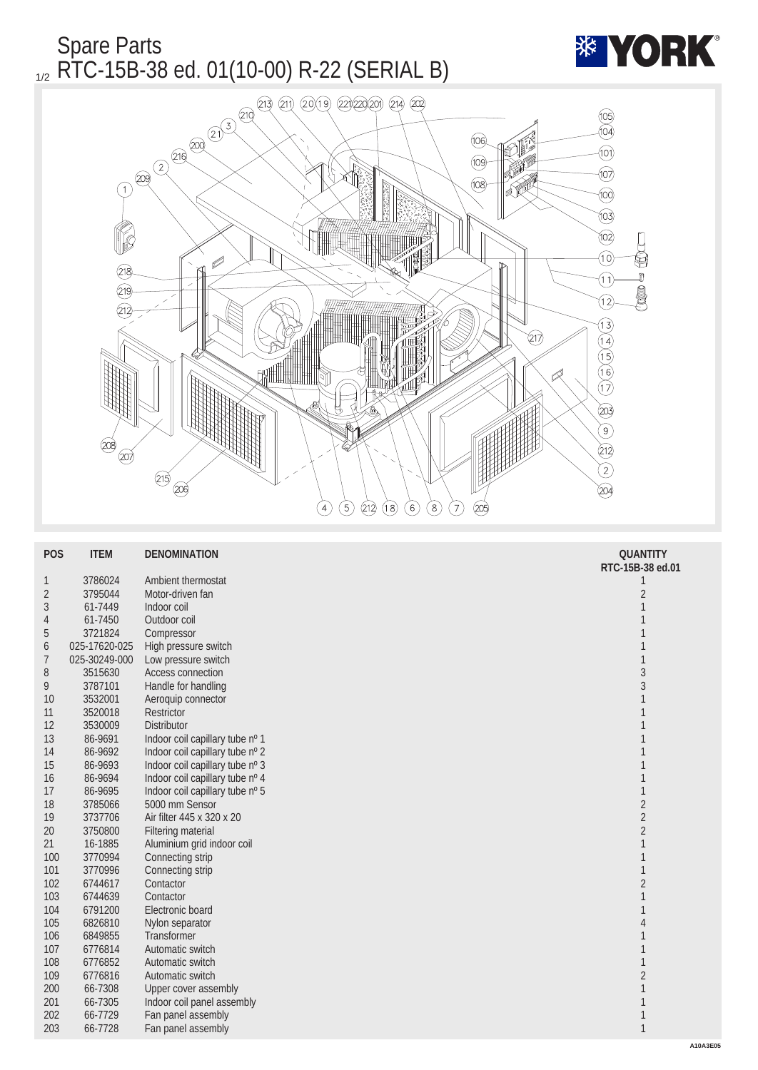# Spare Parts

## RTC-15B-38 ed. 01(10-00) R-22 (SERIAL B)

| POS | ITEM | DENOMINATION | QUANTITY RTC-15B-38 ed.01 |
|---|---|---|---|
| 1 | 3786024 | Ambient thermostat | 1 |
| 2 | 3795044 | Motor-driven fan | 2 |
| 3 | 61-7449 | Indoor coil | 1 |
| 4 | 61-7450 | Outdoor coil | 1 |
| 5 | 3721824 | Compressor | 1 |
| 6 | 025-17620-025 | High pressure switch | 1 |
| 7 | 025-30249-000 | Low pressure switch | 1 |
| 8 | 3515630 | Access connection | 3 |
| 9 | 3787101 | Handle for handling | 3 |
| 10 | 3532001 | Aeroquip connector | 1 |
| 11 | 3520018 | Restrictor | 1 |
| 12 | 3530009 | Distributor | 1 |
| 13 | 86-9691 | Indoor coil capillary tube nº 1 | 1 |
| 14 | 86-9692 | Indoor coil capillary tube nº 2 | 1 |
| 15 | 86-9693 | Indoor coil capillary tube nº 3 | 1 |
| 16 | 86-9694 | Indoor coil capillary tube nº 4 | 1 |
| 17 | 86-9695 | Indoor coil capillary tube nº 5 | 1 |
| 18 | 3785066 | 5000 mm Sensor | 2 |
| 19 | 3737706 | Air filter 445 x 320 x 20 | 2 |
| 20 | 3750800 | Filtering material | 2 |
| 21 | 16-1885 | Aluminium grid indoor coil | 1 |
| 100 | 3770994 | Connecting strip | 1 |
| 101 | 3770996 | Connecting strip | 1 |
| 102 | 6744617 | Contactor | 2 |
| 103 | 6744639 | Contactor | 1 |
| 104 | 6791200 | Electronic board | 1 |
| 105 | 6826810 | Nylon separator | 4 |
| 106 | 6849855 | Transformer | 1 |
| 107 | 6776814 | Automatic switch | 1 |
| 108 | 6776852 | Automatic switch | 1 |
| 109 | 6776816 | Automatic switch | 2 |
| 200 | 66-7308 | Upper cover assembly | 1 |
| 201 | 66-7305 | Indoor coil panel assembly | 1 |
| 202 | 66-7729 | Fan panel assembly | 1 |
| 203 | 66-7728 | Fan panel assembly | 1 |

A10A3E05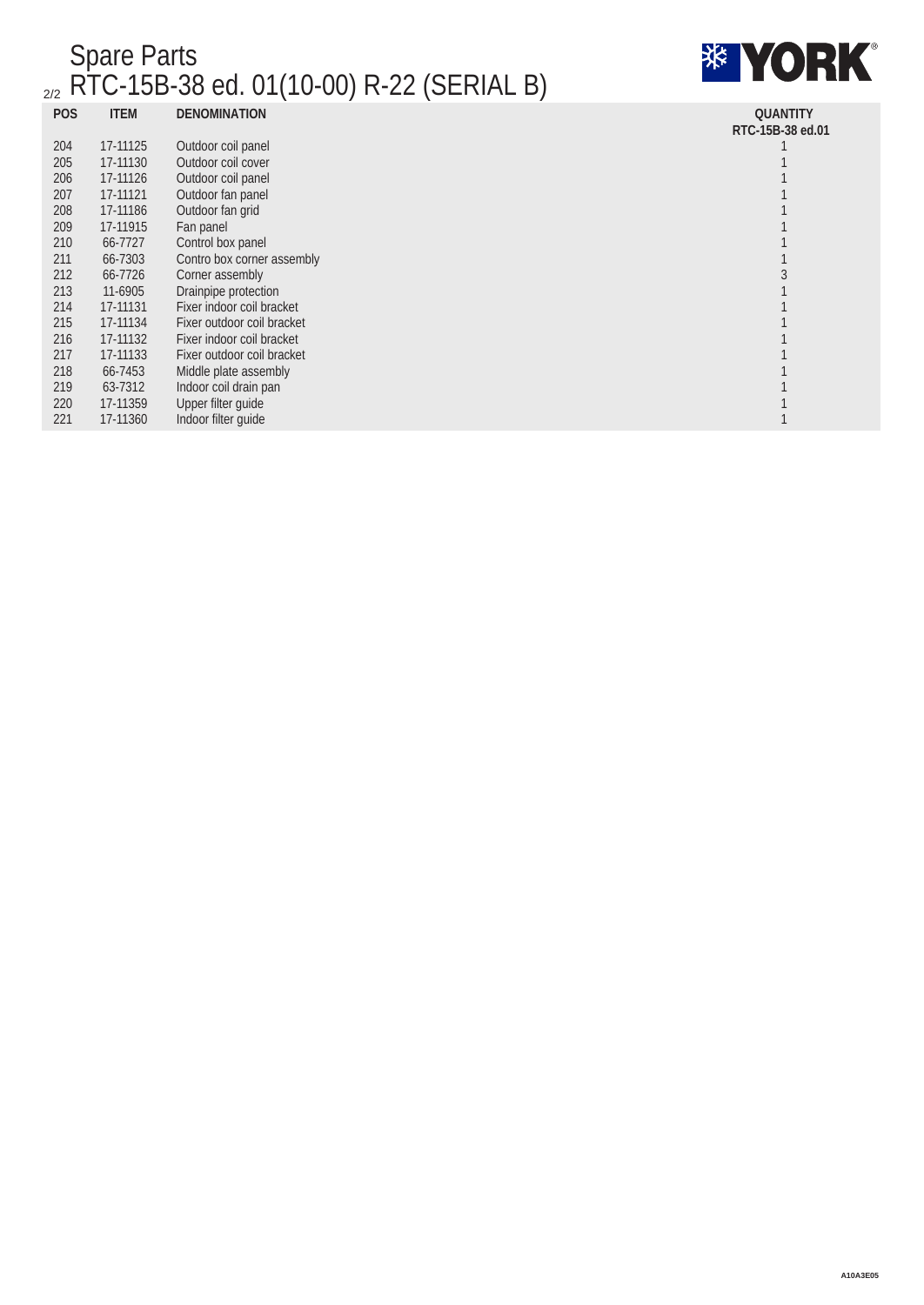# Spare Parts

## 2/2 RTC-15B-38 ed. 01(10-00) R-22 (SERIAL B)

| POS | ITEM | DENOMINATION | QUANTITY RTC-15B-38 ed.01 |
|---|---|---|---|
| 204 | 17-11125 | Outdoor coil panel | 1 |
| 205 | 17-11130 | Outdoor coil cover | 1 |
| 206 | 17-11126 | Outdoor coil panel | 1 |
| 207 | 17-11121 | Outdoor fan panel | 1 |
| 208 | 17-11186 | Outdoor fan grid | 1 |
| 209 | 17-11915 | Fan panel | 1 |
| 210 | 66-7727 | Control box panel | 1 |
| 211 | 66-7303 | Contro box corner assembly | 1 |
| 212 | 66-7726 | Corner assembly | 3 |
| 213 | 11-6905 | Drainpipe protection | 1 |
| 214 | 17-11131 | Fixer indoor coil bracket | 1 |
| 215 | 17-11134 | Fixer outdoor coil bracket | 1 |
| 216 | 17-11132 | Fixer indoor coil bracket | 1 |
| 217 | 17-11133 | Fixer outdoor coil bracket | 1 |
| 218 | 66-7453 | Middle plate assembly | 1 |
| 219 | 63-7312 | Indoor coil drain pan | 1 |
| 220 | 17-11359 | Upper filter guide | 1 |
| 221 | 17-11360 | Indoor filter guide | 1 |

A10A3E05